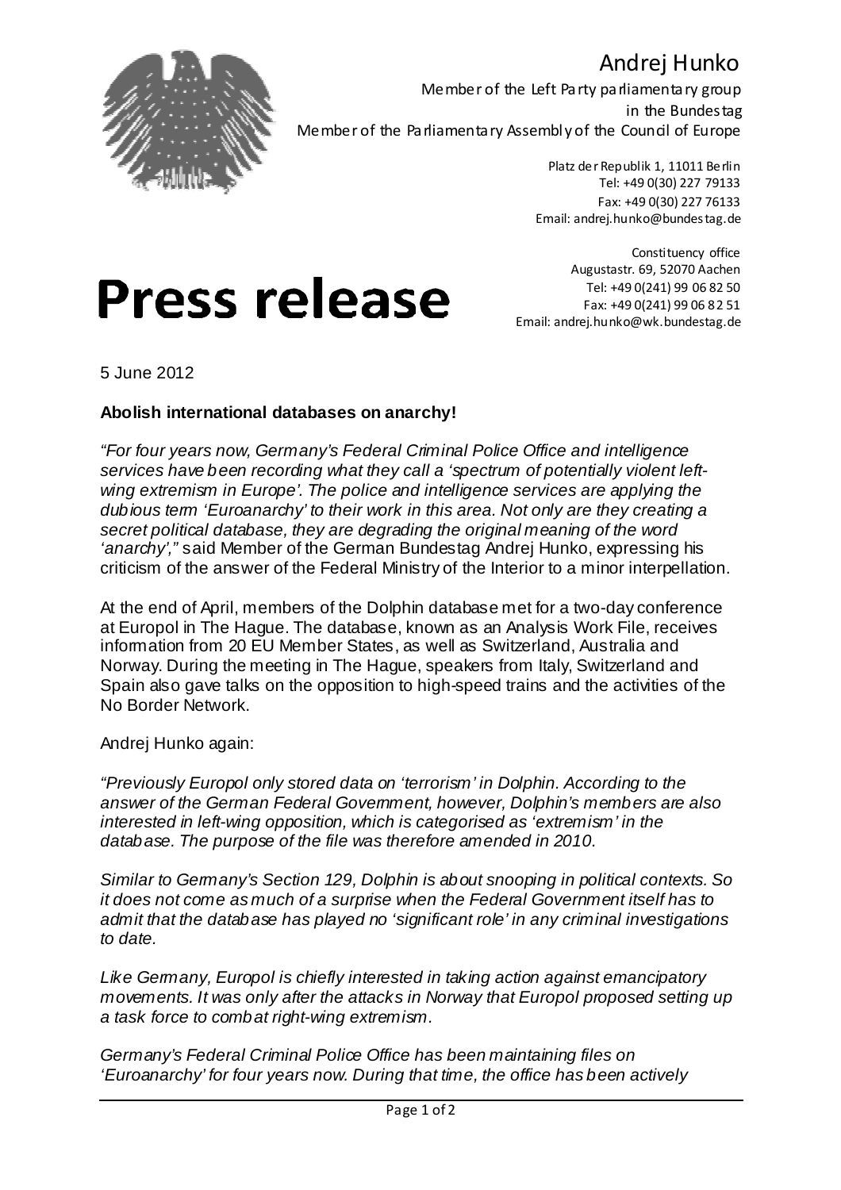# Andrej Hunko

Member of the Left Party parliamentary group
in the Bundestag
Member of the Parliamentary Assembly of the Council of Europe

Platz der Republik 1, 11011 Berlin
Tel: +49 0(30) 227 79133
Fax: +49 0(30) 227 76133
Email: andrej.hunko@bundestag.de

Constituency office
Augustastr. 69, 52070 Aachen
Tel: +49 0(241) 99 06 82 50
Fax: +49 0(241) 99 06 82 51
Email: andrej.hunko@wk.bundestag.de

# Press release

5 June 2012

**Abolish international databases on anarchy!**

*"For four years now, Germany's Federal Criminal Police Office and intelligence services have been recording what they call a 'spectrum of potentially violent left-wing extremism in Europe'. The police and intelligence services are applying the dubious term 'Euroanarchy' to their work in this area. Not only are they creating a secret political database, they are degrading the original meaning of the word 'anarchy',"* said Member of the German Bundestag Andrej Hunko, expressing his criticism of the answer of the Federal Ministry of the Interior to a minor interpellation.

At the end of April, members of the Dolphin database met for a two-day conference at Europol in The Hague. The database, known as an Analysis Work File, receives information from 20 EU Member States, as well as Switzerland, Australia and Norway. During the meeting in The Hague, speakers from Italy, Switzerland and Spain also gave talks on the opposition to high-speed trains and the activities of the No Border Network.

Andrej Hunko again:

*"Previously Europol only stored data on 'terrorism' in Dolphin. According to the answer of the German Federal Government, however, Dolphin's members are also interested in left-wing opposition, which is categorised as 'extremism' in the database. The purpose of the file was therefore amended in 2010.*

*Similar to Germany's Section 129, Dolphin is about snooping in political contexts. So it does not come as much of a surprise when the Federal Government itself has to admit that the database has played no 'significant role' in any criminal investigations to date.*

*Like Germany, Europol is chiefly interested in taking action against emancipatory movements. It was only after the attacks in Norway that Europol proposed setting up a task force to combat right-wing extremism.*

*Germany's Federal Criminal Police Office has been maintaining files on 'Euroanarchy' for four years now. During that time, the office has been actively*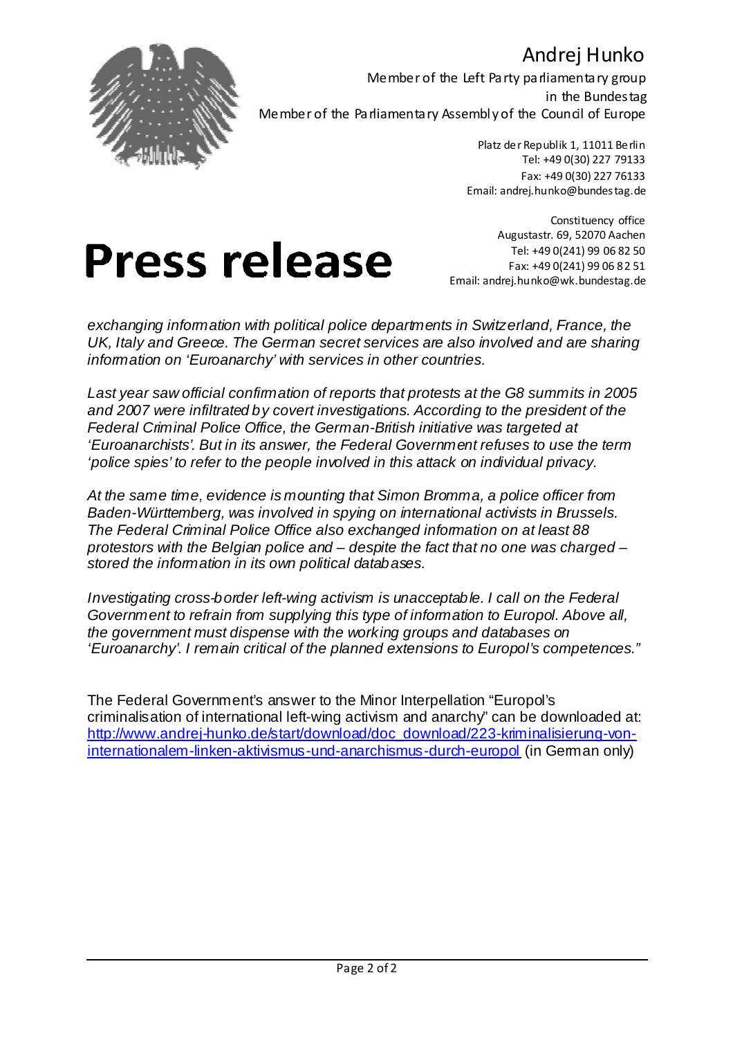*exchanging information with political police departments in Switzerland, France, the UK, Italy and Greece. The German secret services are also involved and are sharing information on 'Euroanarchy' with services in other countries.*

*Last year saw official confirmation of reports that protests at the G8 summits in 2005 and 2007 were infiltrated by covert investigations. According to the president of the Federal Criminal Police Office, the German-British initiative was targeted at 'Euroanarchists'. But in its answer, the Federal Government refuses to use the term 'police spies' to refer to the people involved in this attack on individual privacy.*

*At the same time, evidence is mounting that Simon Bromma, a police officer from Baden-Württemberg, was involved in spying on international activists in Brussels. The Federal Criminal Police Office also exchanged information on at least 88 protestors with the Belgian police and – despite the fact that no one was charged – stored the information in its own political databases.*

*Investigating cross-border left-wing activism is unacceptable. I call on the Federal Government to refrain from supplying this type of information to Europol. Above all, the government must dispense with the working groups and databases on 'Euroanarchy'. I remain critical of the planned extensions to Europol's competences."*

The Federal Government's answer to the Minor Interpellation "Europol's criminalisation of international left-wing activism and anarchy" can be downloaded at: [http://www.andrej-hunko.de/start/download/doc_download/223-kriminalisierung-von-internationalem-linken-aktivismus-und-anarchismus-durch-europol](http://www.andrej-hunko.de/start/download/doc_download/223-kriminalisierung-von-internationalem-linken-aktivismus-und-anarchismus-durch-europol) (in German only)